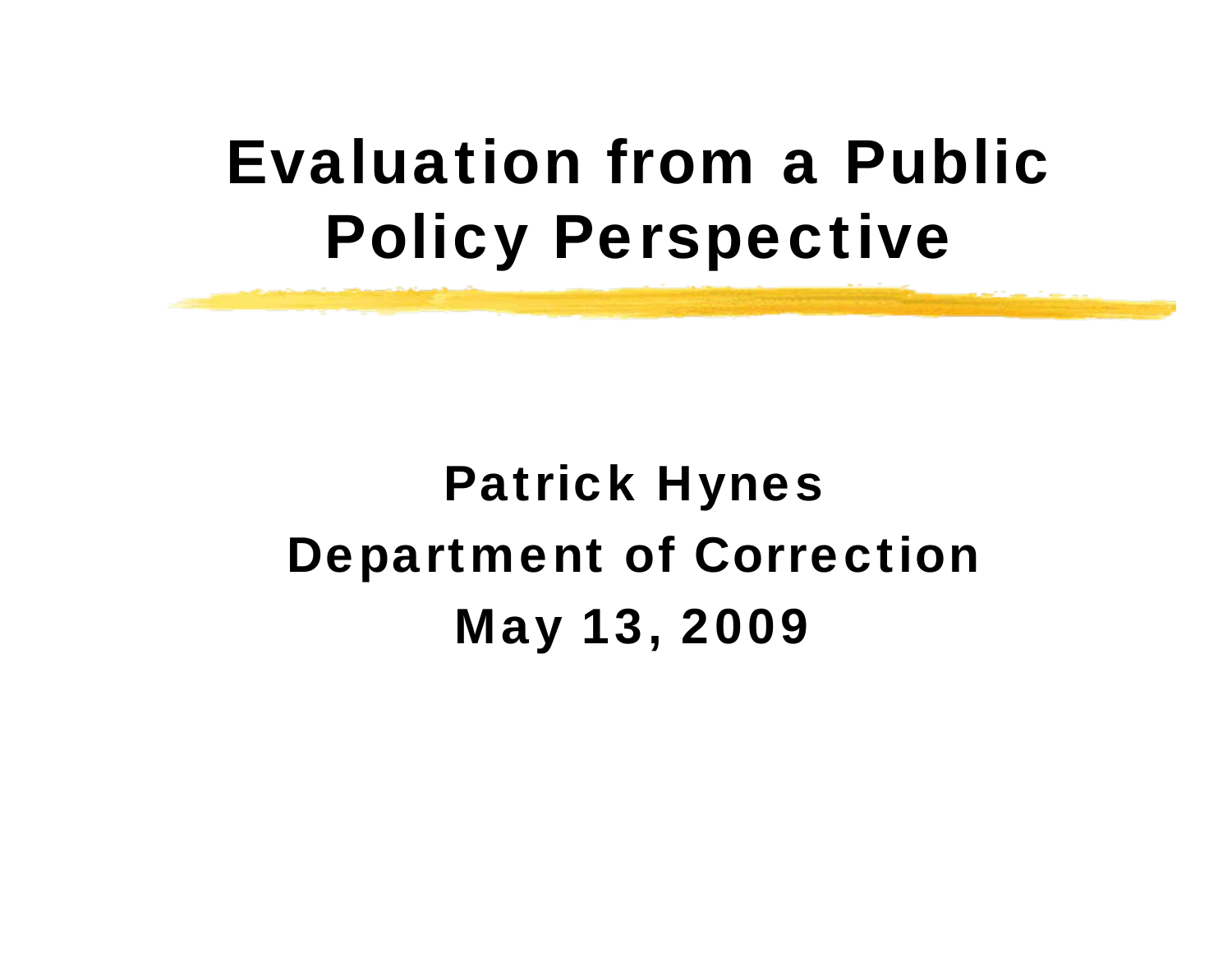# Evaluation from a Public Policy Perspective

**Patrick Hynes**

**Department of Correction**

**May 13, 2009**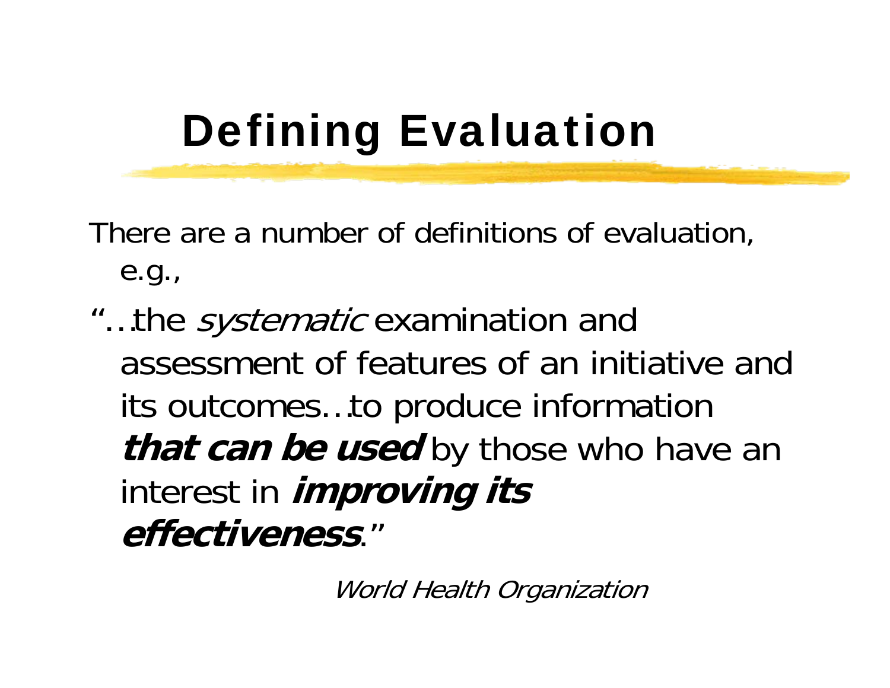# Defining Evaluation

There are a number of definitions of evaluation, e.g.,

"…the *systematic* examination and assessment of features of an initiative and its outcomes…to produce information ***that can be used*** by those who have an interest in ***improving its effectiveness***."

*World Health Organization*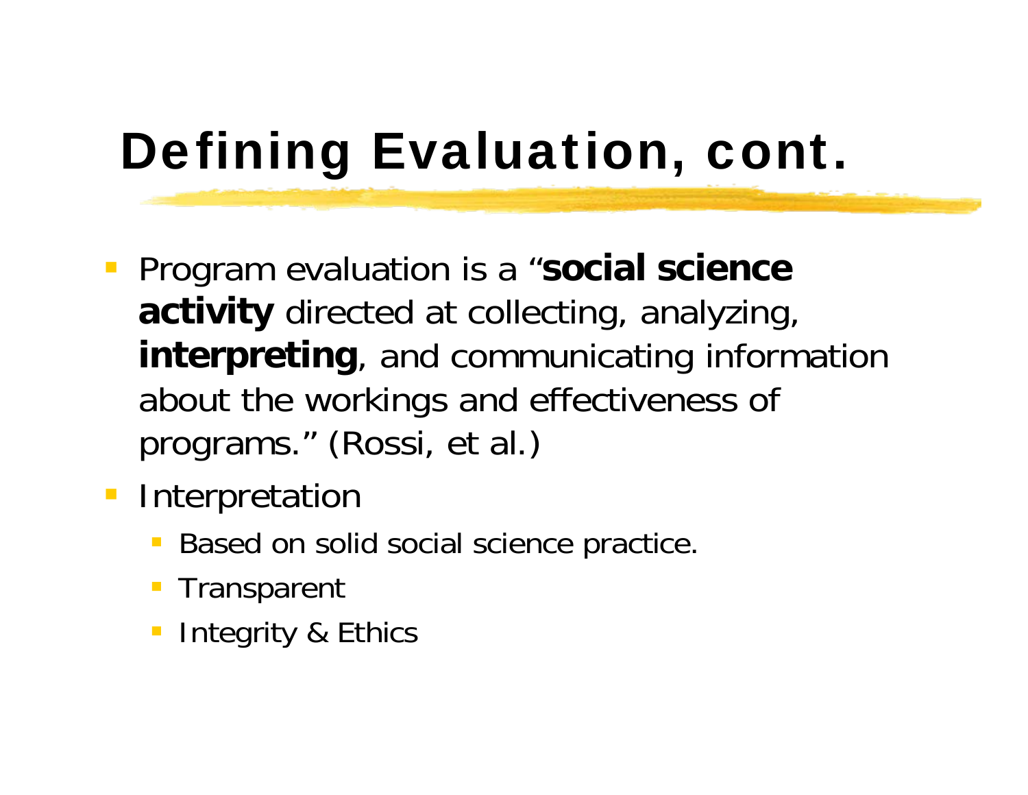# Defining Evaluation, cont.

- Program evaluation is a "**social science activity** directed at collecting, analyzing, **interpreting**, and communicating information about the workings and effectiveness of programs." (Rossi, et al.)
- Interpretation
  - Based on solid social science practice.
  - Transparent
  - Integrity & Ethics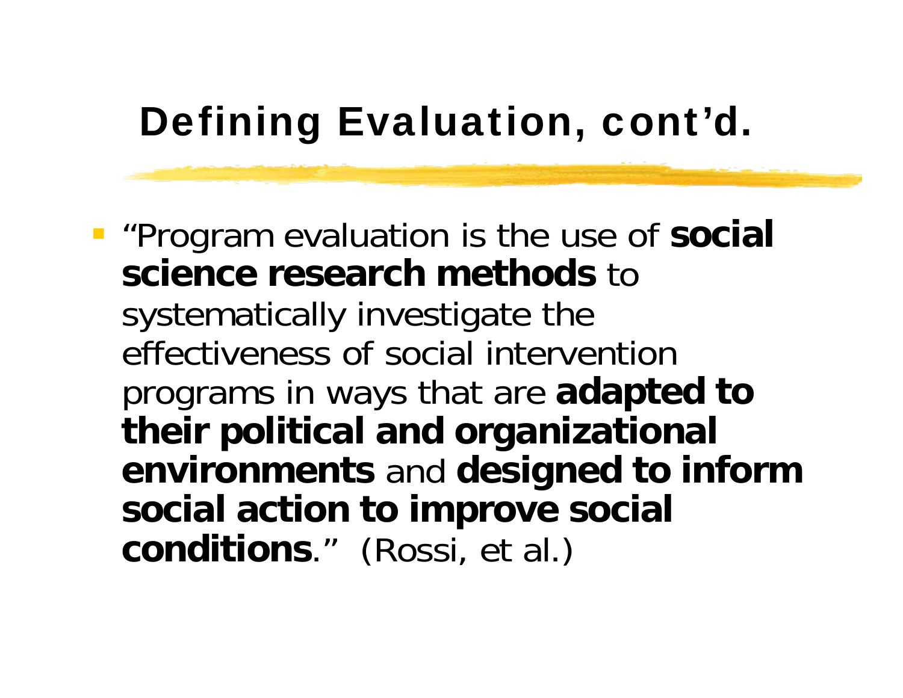# Defining Evaluation, cont'd.

- "Program evaluation is the use of **social science research methods** to systematically investigate the effectiveness of social intervention programs in ways that are **adapted to their political and organizational environments** and **designed to inform social action to improve social conditions**." (Rossi, et al.)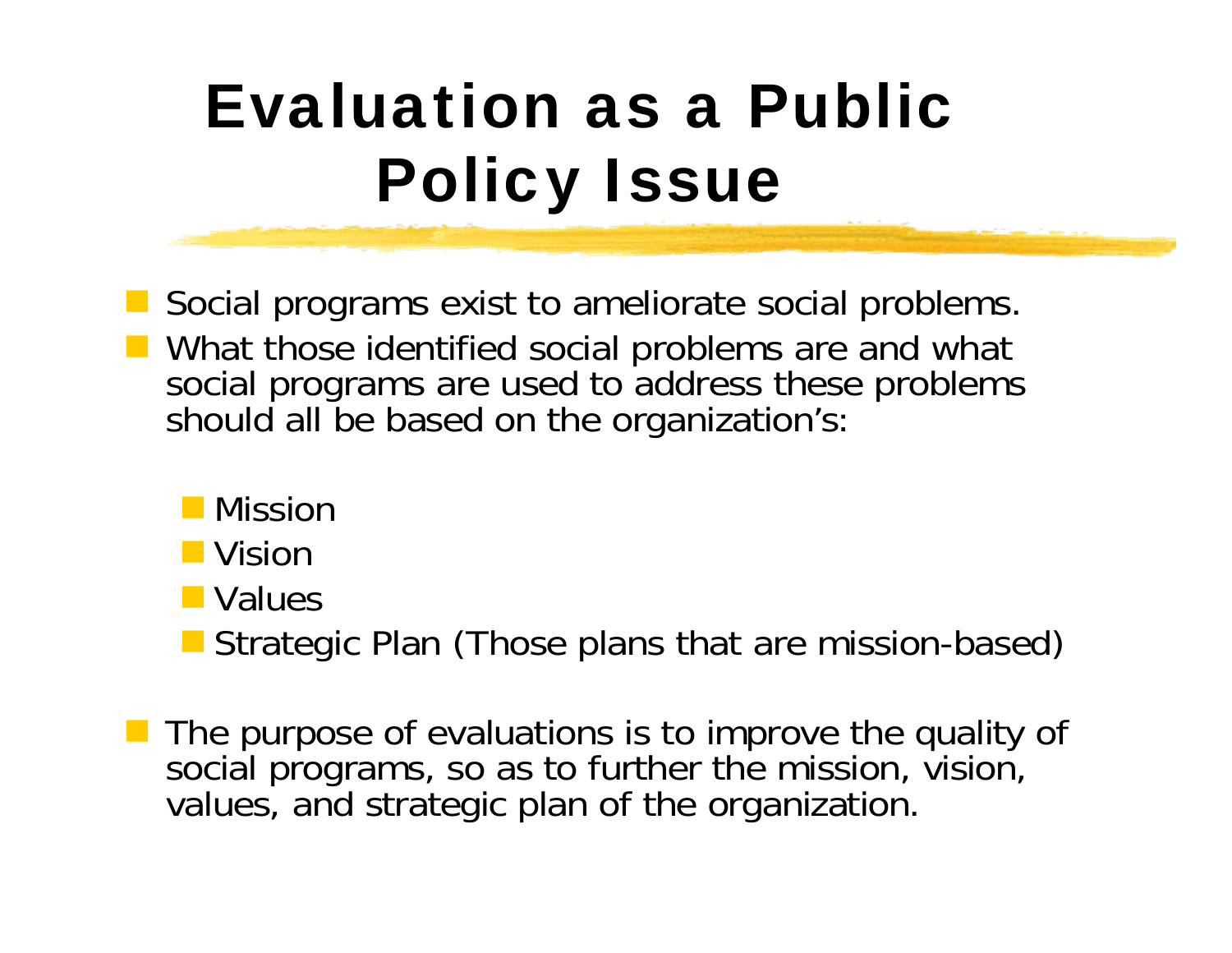# Evaluation as a Public Policy Issue

- Social programs exist to ameliorate social problems.
- What those identified social problems are and what social programs are used to address these problems should all be based on the organization's:
  - Mission
  - Vision
  - Values
  - Strategic Plan (Those plans that are mission-based)
- The purpose of evaluations is to improve the quality of social programs, so as to further the mission, vision, values, and strategic plan of the organization.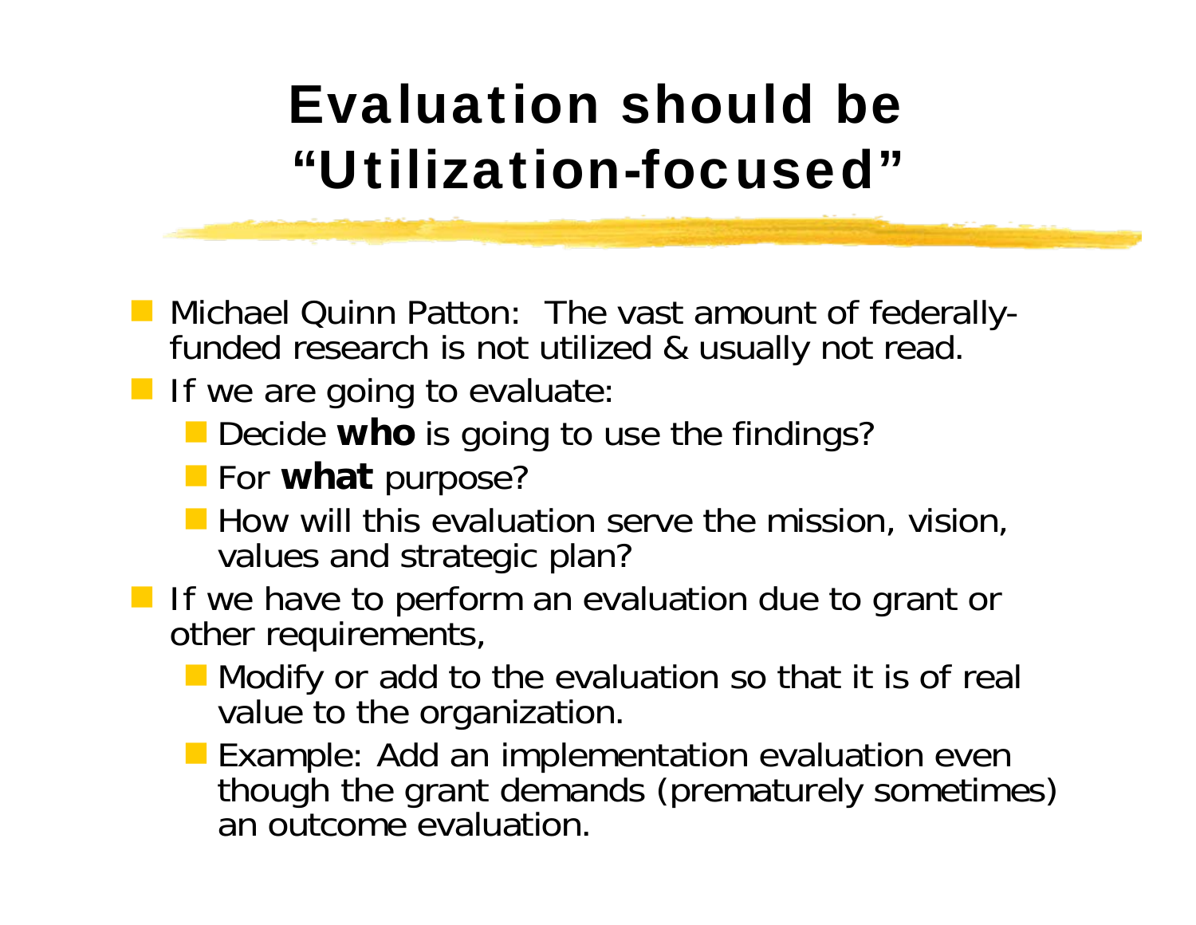# Evaluation should be "Utilization-focused"

- Michael Quinn Patton: The vast amount of federally-funded research is not utilized & usually not read.
- If we are going to evaluate:
  - Decide **who** is going to use the findings?
  - For **what** purpose?
  - How will this evaluation serve the mission, vision, values and strategic plan?
- If we have to perform an evaluation due to grant or other requirements,
  - Modify or add to the evaluation so that it is of real value to the organization.
  - Example: Add an implementation evaluation even though the grant demands (prematurely sometimes) an outcome evaluation.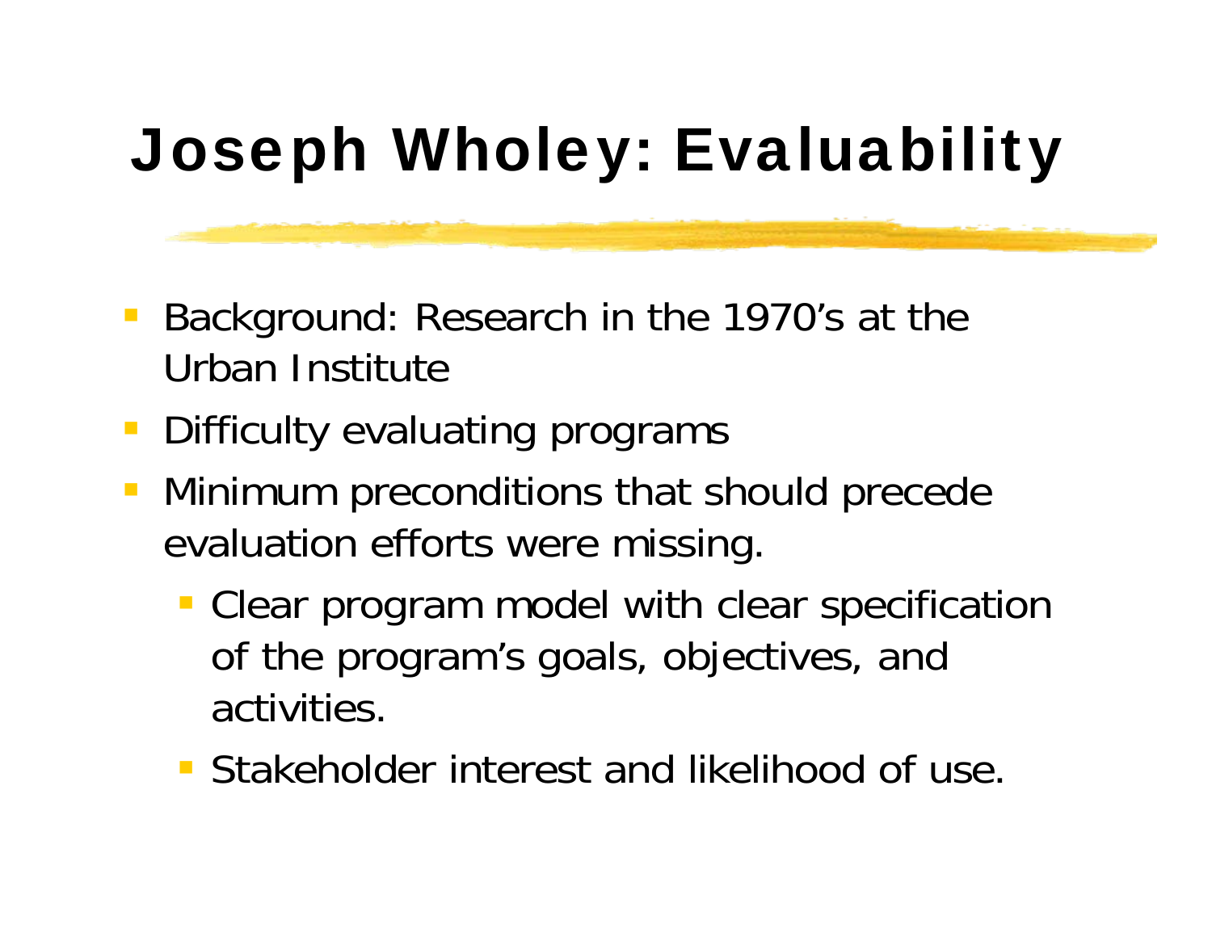# Joseph Wholey: Evaluability

- Background: Research in the 1970's at the Urban Institute
- Difficulty evaluating programs
- Minimum preconditions that should precede evaluation efforts were missing.
  - Clear program model with clear specification of the program's goals, objectives, and activities.
  - Stakeholder interest and likelihood of use.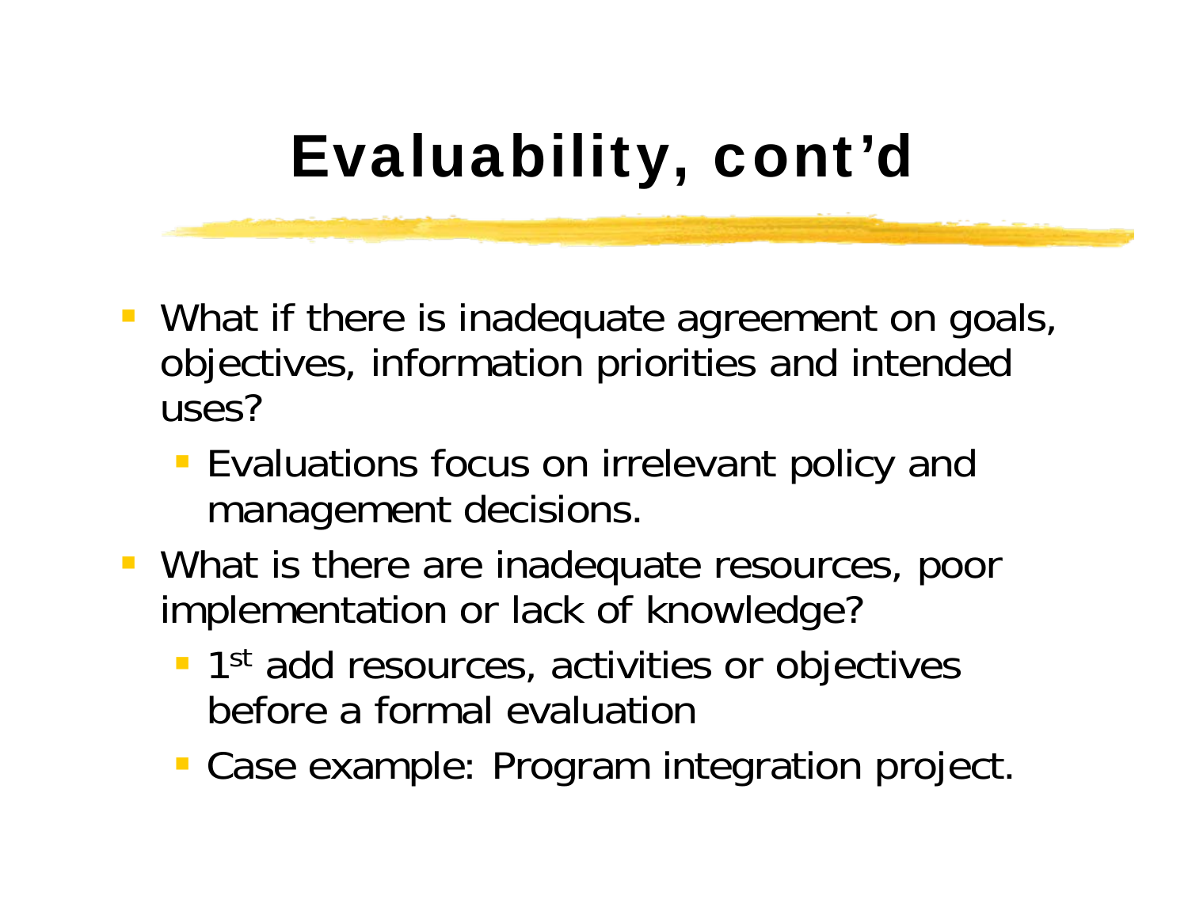# Evaluability, cont'd

- What if there is inadequate agreement on goals, objectives, information priorities and intended uses?
  - Evaluations focus on irrelevant policy and management decisions.
- What is there are inadequate resources, poor implementation or lack of knowledge?
  - 1st add resources, activities or objectives before a formal evaluation
  - Case example: Program integration project.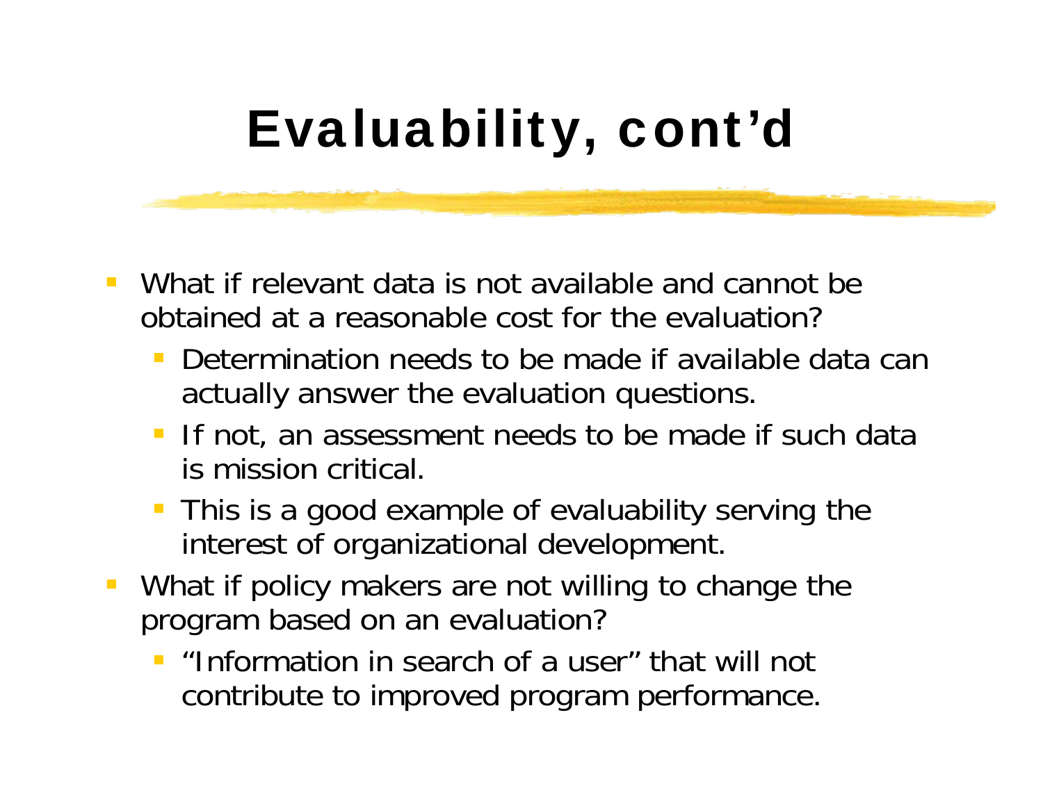# Evaluability, cont'd

- What if relevant data is not available and cannot be obtained at a reasonable cost for the evaluation?
  - Determination needs to be made if available data can actually answer the evaluation questions.
  - If not, an assessment needs to be made if such data is mission critical.
  - This is a good example of evaluability serving the interest of organizational development.
- What if policy makers are not willing to change the program based on an evaluation?
  - "Information in search of a user" that will not contribute to improved program performance.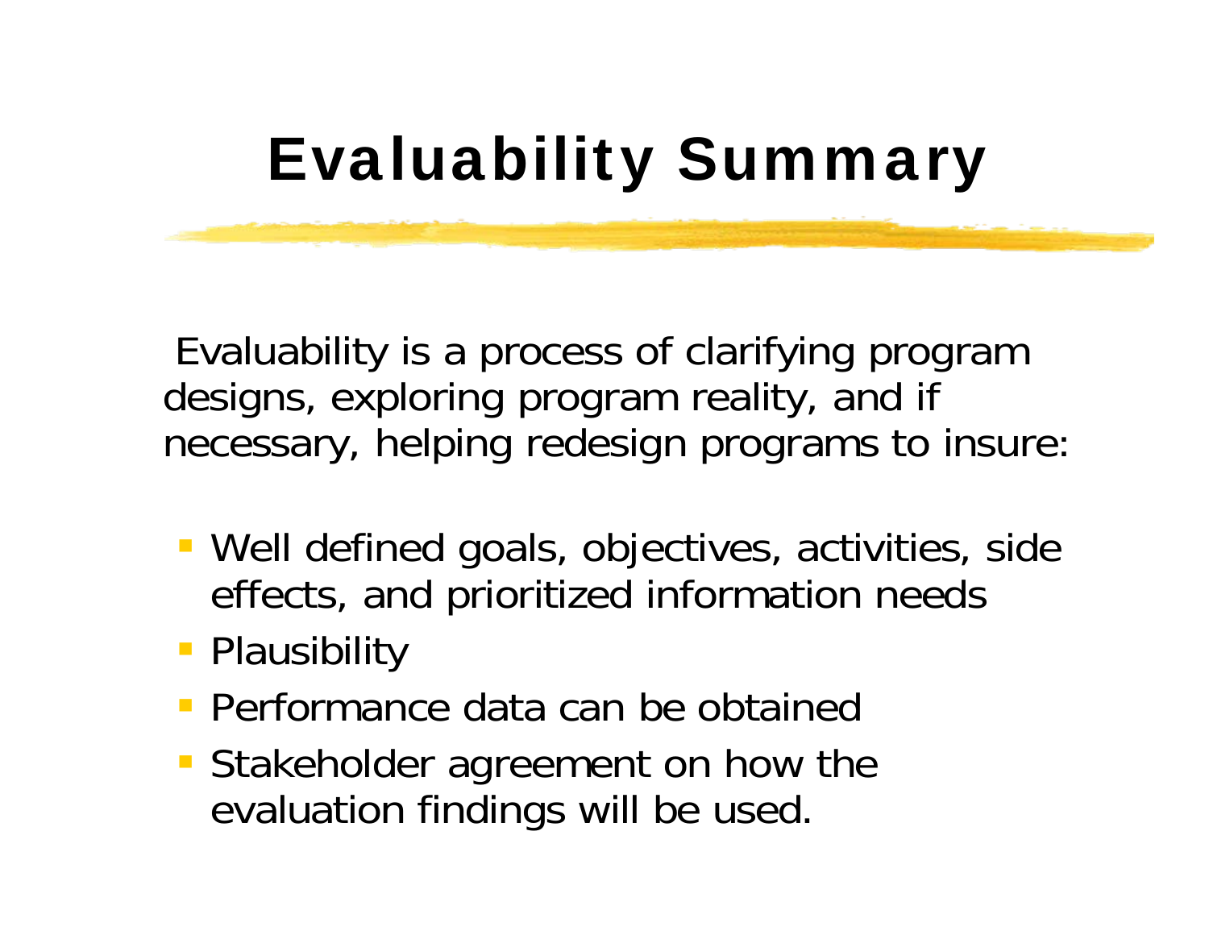# Evaluability Summary

Evaluability is a process of clarifying program designs, exploring program reality, and if necessary, helping redesign programs to insure:

- Well defined goals, objectives, activities, side effects, and prioritized information needs
- Plausibility
- Performance data can be obtained
- Stakeholder agreement on how the evaluation findings will be used.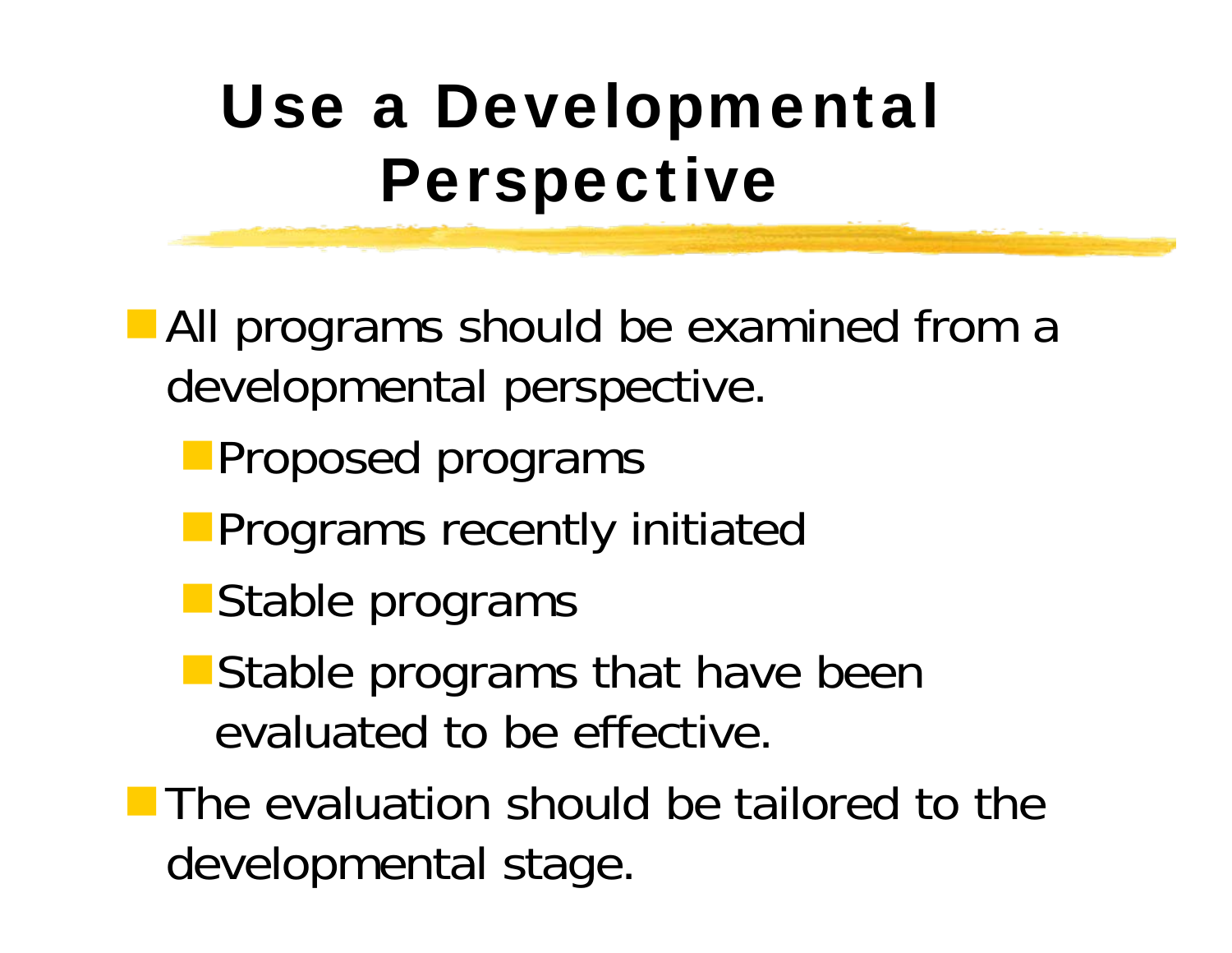# Use a Developmental Perspective

- All programs should be examined from a developmental perspective.
  - Proposed programs
  - Programs recently initiated
  - Stable programs
  - Stable programs that have been evaluated to be effective.
- The evaluation should be tailored to the developmental stage.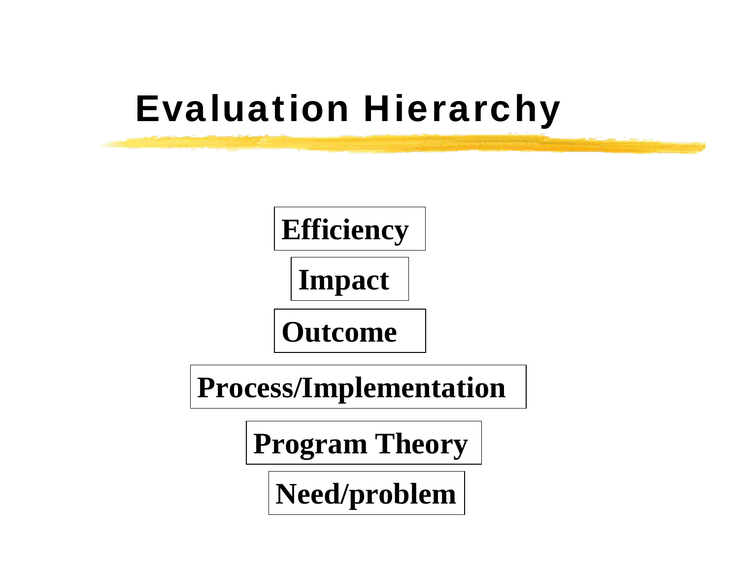# Evaluation Hierarchy

Efficiency

Impact

Outcome

Process/Implementation

Program Theory

Need/problem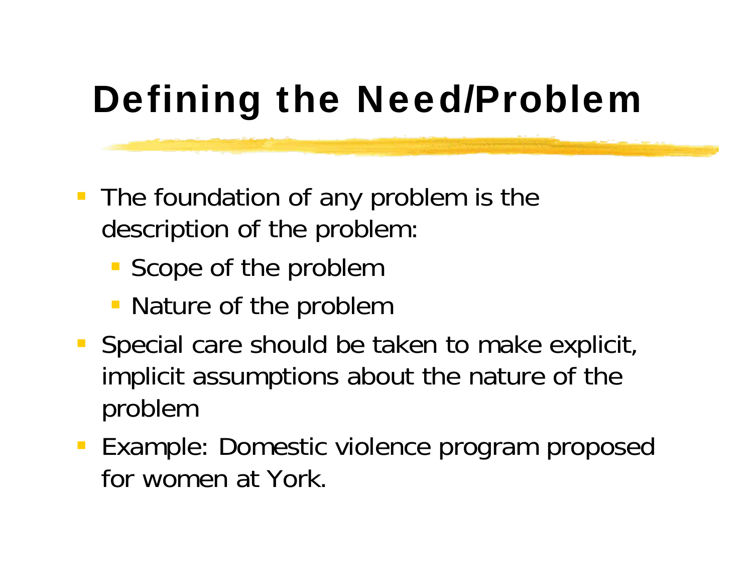# Defining the Need/Problem

- The foundation of any problem is the description of the problem:
  - Scope of the problem
  - Nature of the problem
- Special care should be taken to make explicit, implicit assumptions about the nature of the problem
- Example: Domestic violence program proposed for women at York.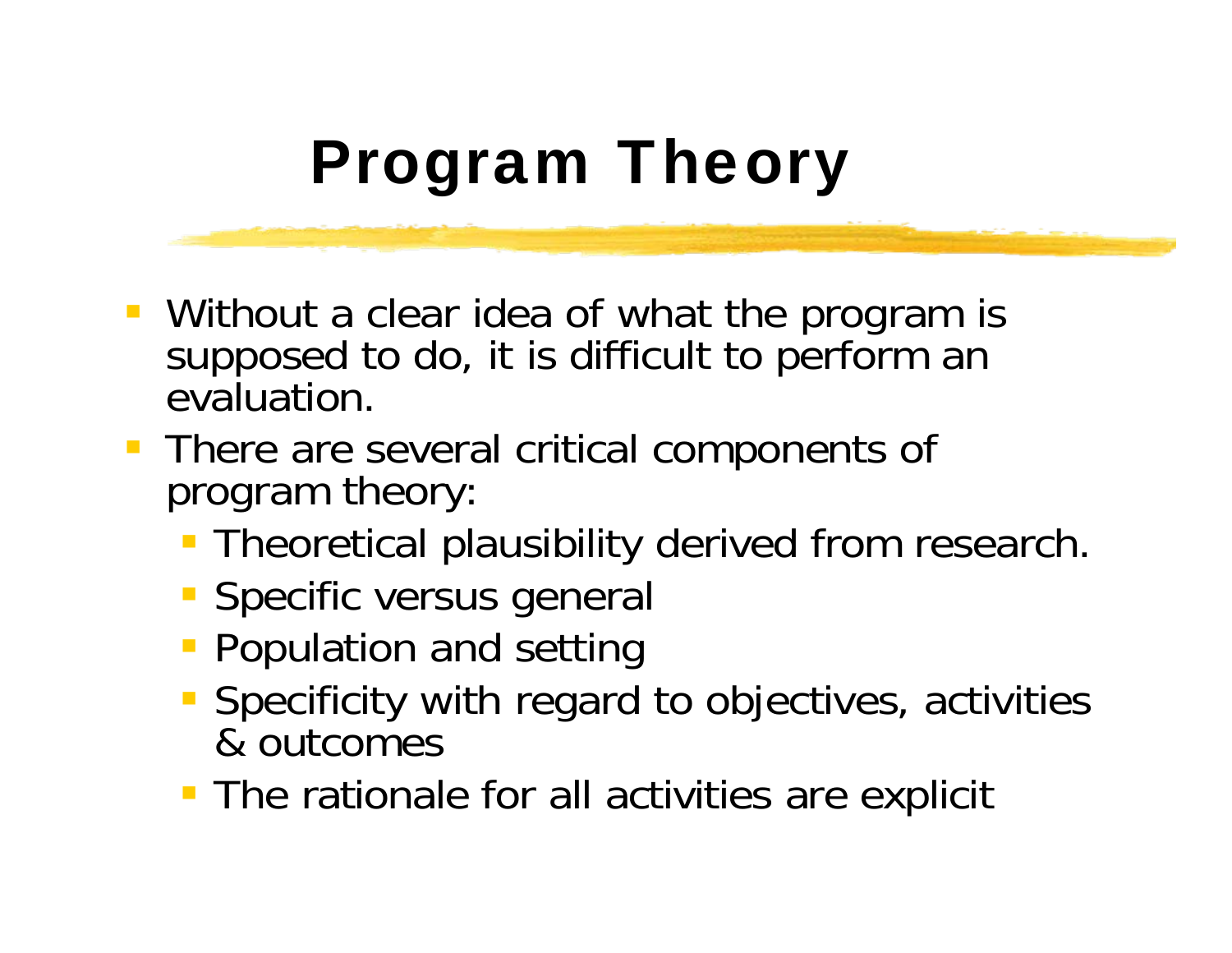# Program Theory

- Without a clear idea of what the program is supposed to do, it is difficult to perform an evaluation.
- There are several critical components of program theory:
  - Theoretical plausibility derived from research.
  - Specific versus general
  - Population and setting
  - Specificity with regard to objectives, activities & outcomes
  - The rationale for all activities are explicit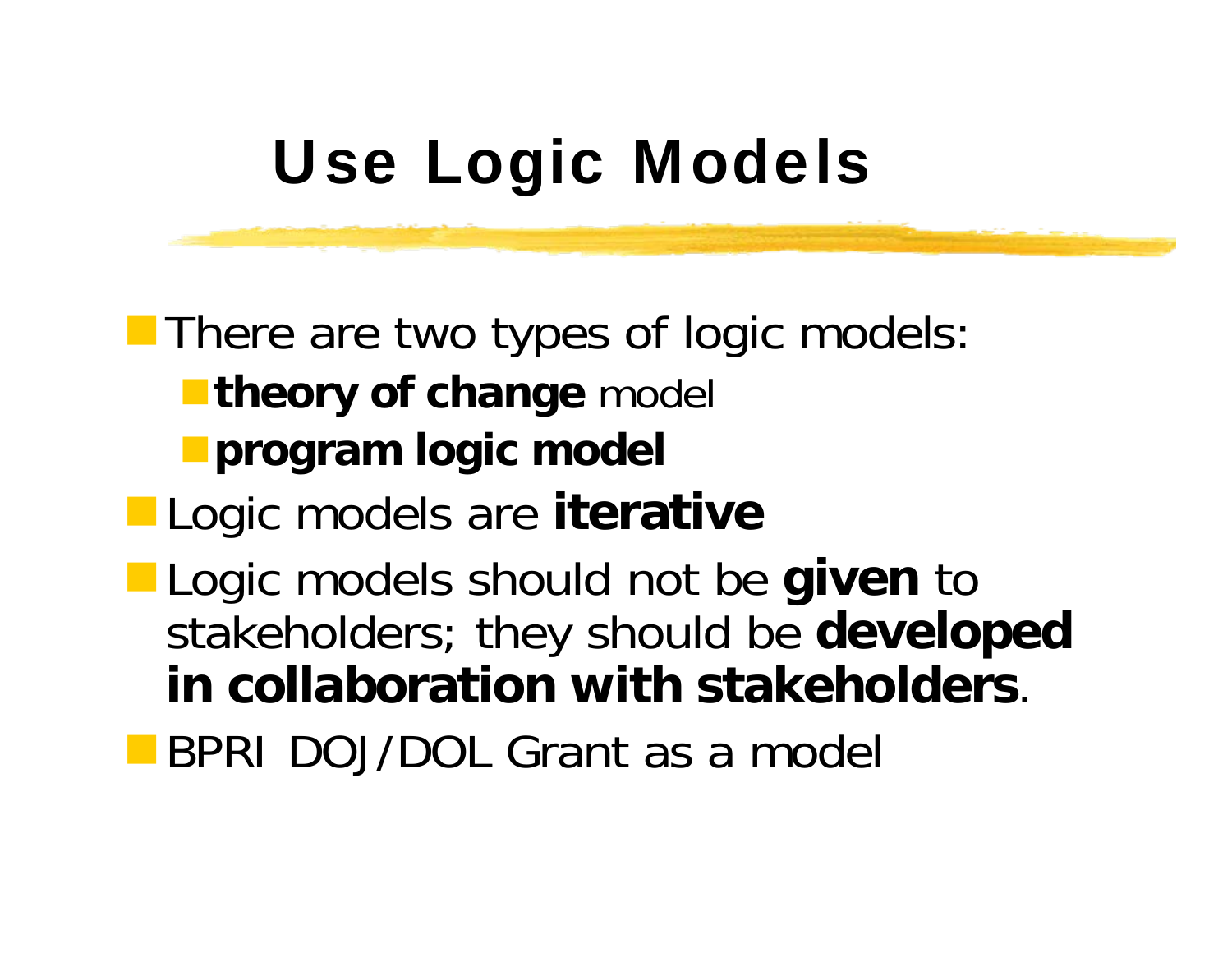# Use Logic Models

- There are two types of logic models:
  - **theory of change** model
  - **program logic model**
- Logic models are **iterative**
- Logic models should not be **given** to stakeholders; they should be **developed in collaboration with stakeholders**.
- BPRI DOJ/DOL Grant as a model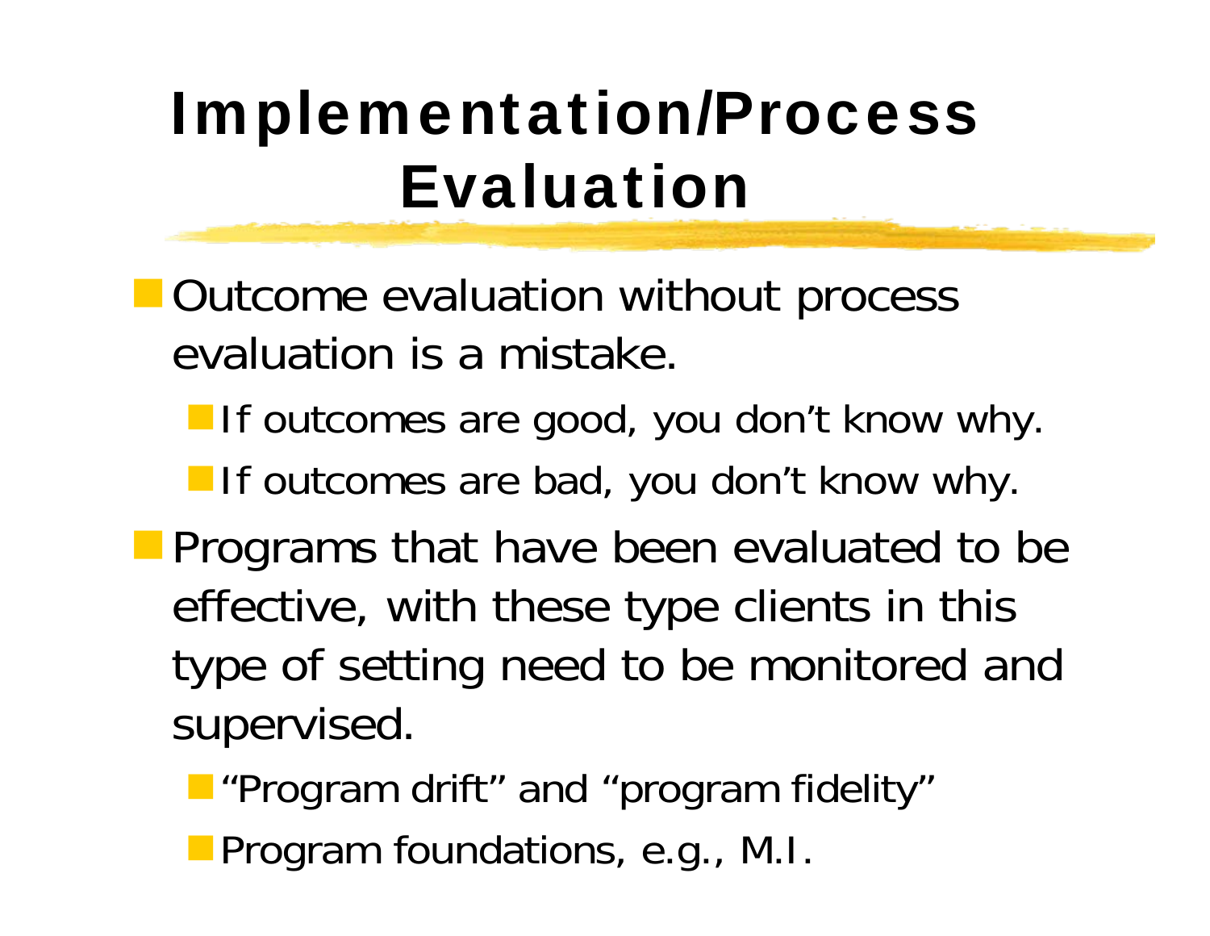# Implementation/Process Evaluation

- Outcome evaluation without process evaluation is a mistake.
  - If outcomes are good, you don't know why.
  - If outcomes are bad, you don't know why.
- Programs that have been evaluated to be effective, with these type clients in this type of setting need to be monitored and supervised.
  - "Program drift" and "program fidelity"
  - Program foundations, e.g., M.I.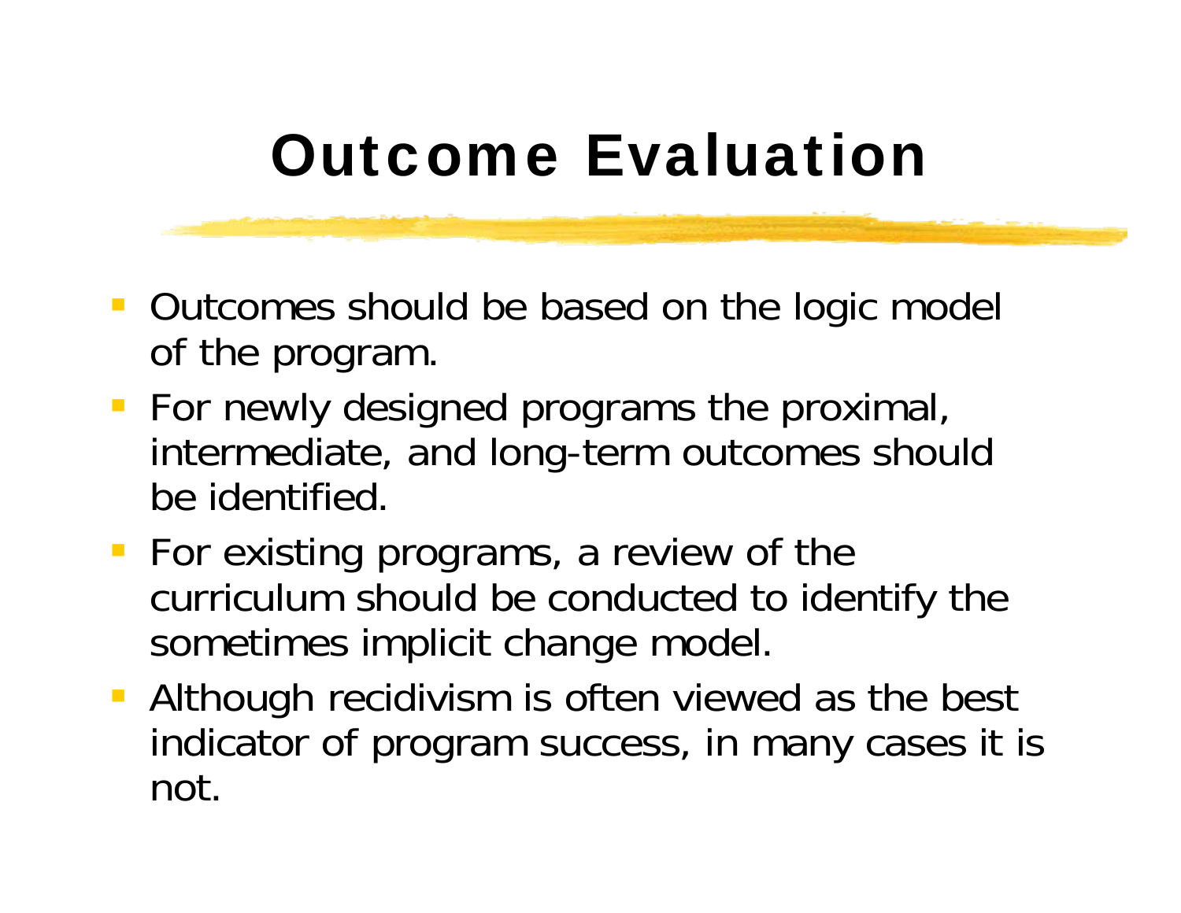# Outcome Evaluation

- Outcomes should be based on the logic model of the program.
- For newly designed programs the proximal, intermediate, and long-term outcomes should be identified.
- For existing programs, a review of the curriculum should be conducted to identify the sometimes implicit change model.
- Although recidivism is often viewed as the best indicator of program success, in many cases it is not.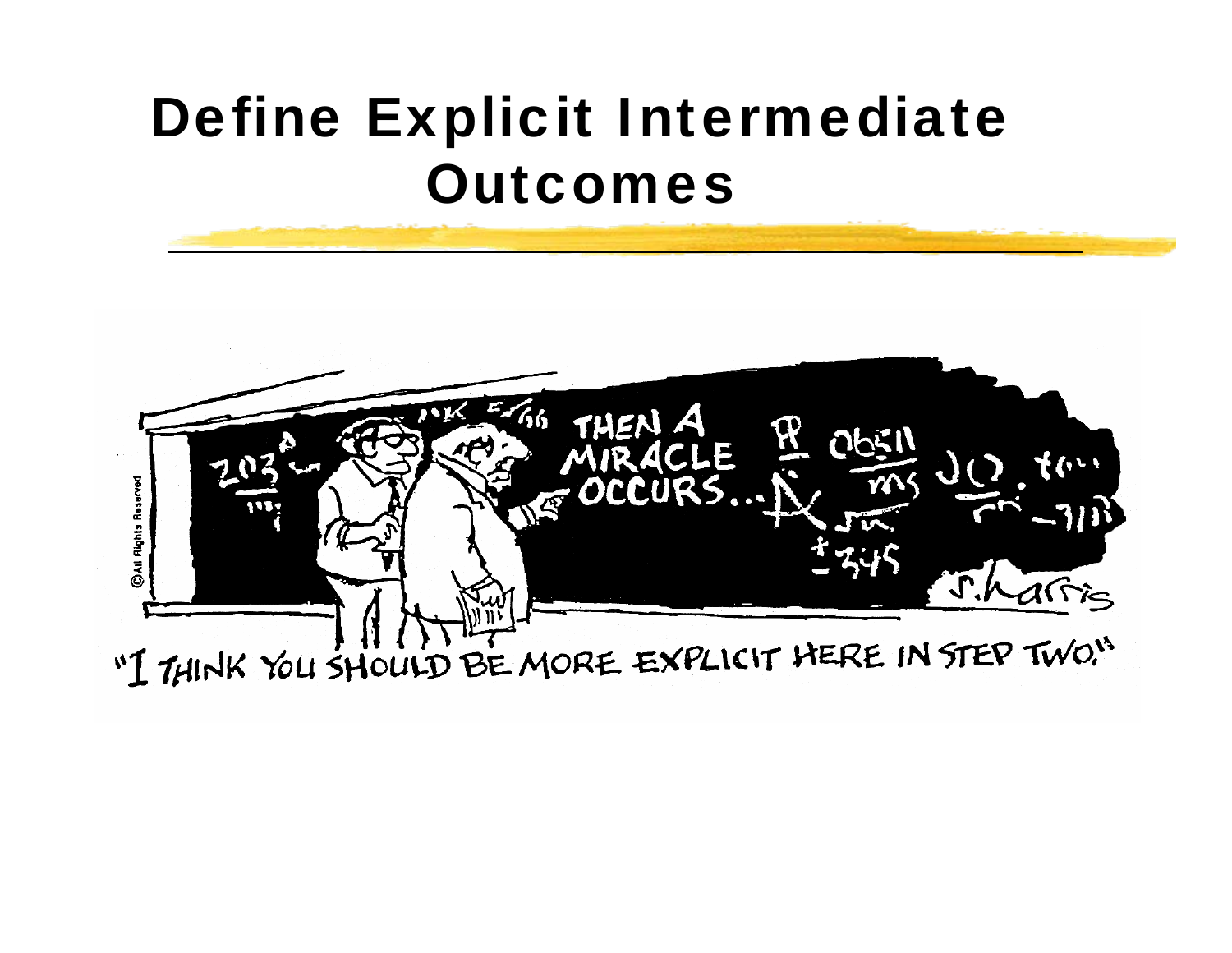# Define Explicit Intermediate Outcomes

"I THINK YOU SHOULD BE MORE EXPLICIT HERE IN STEP TWO."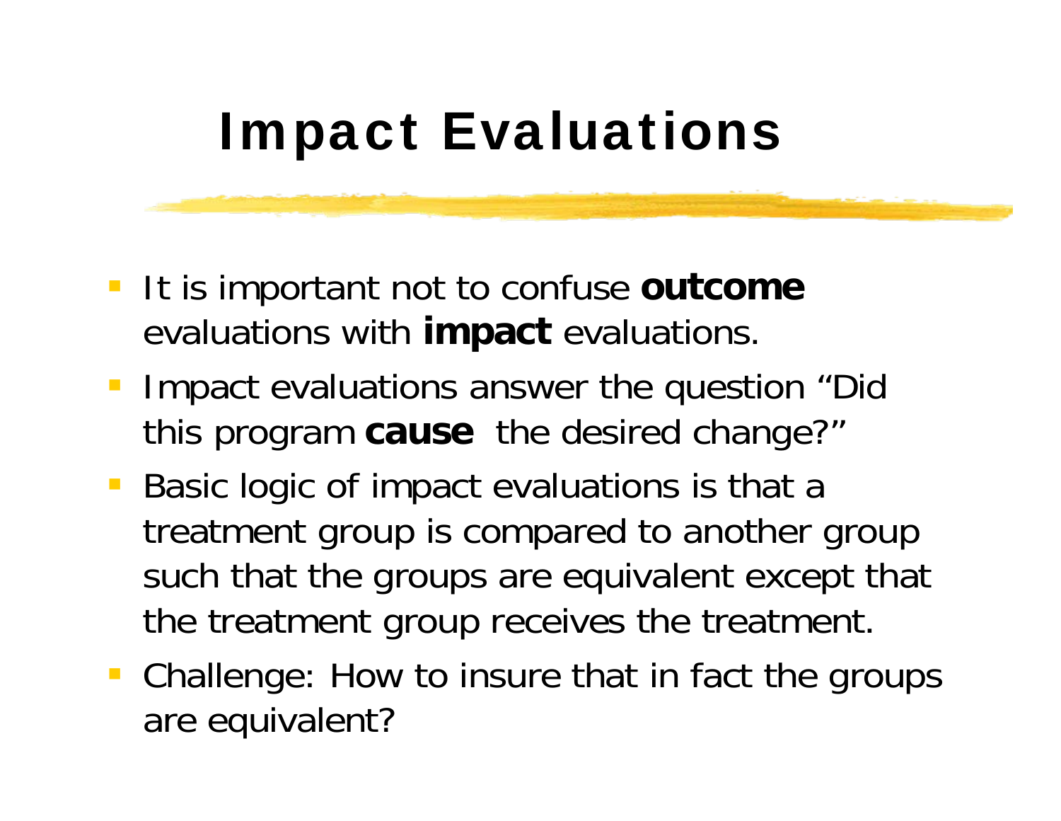# Impact Evaluations

- It is important not to confuse **outcome** evaluations with **impact** evaluations.
- Impact evaluations answer the question "Did this program **cause** the desired change?"
- Basic logic of impact evaluations is that a treatment group is compared to another group such that the groups are equivalent except that the treatment group receives the treatment.
- Challenge: How to insure that in fact the groups are equivalent?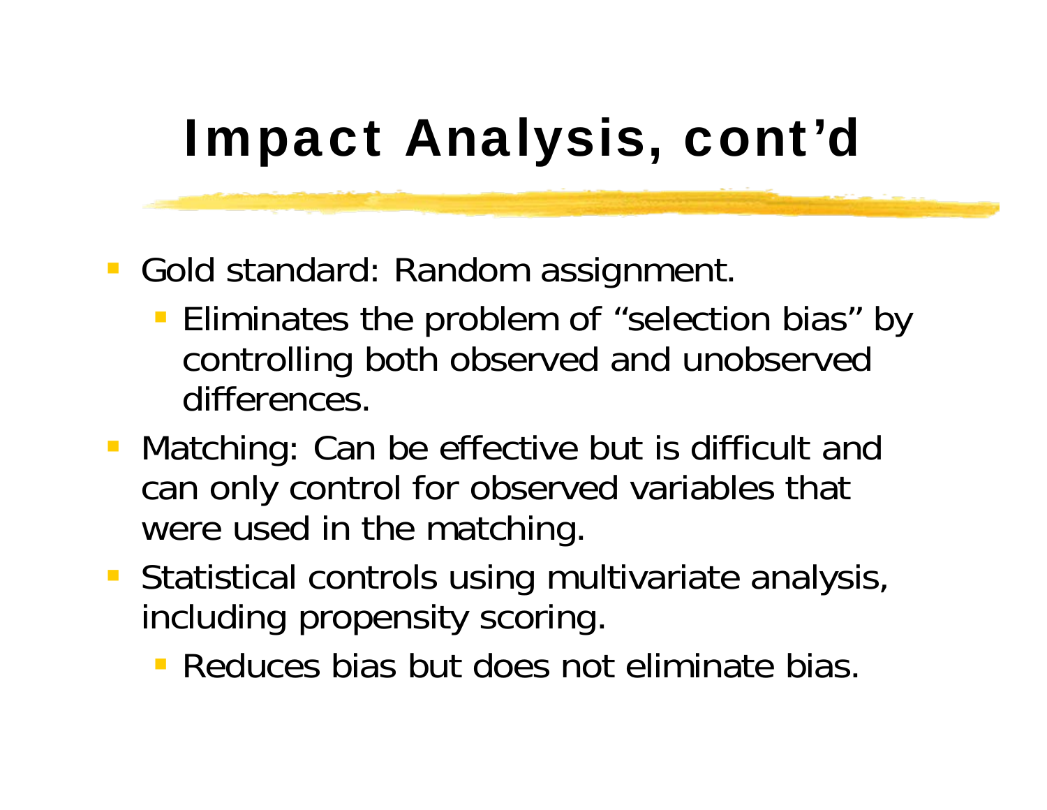# Impact Analysis, cont'd

- Gold standard: Random assignment.
  - Eliminates the problem of "selection bias" by controlling both observed and unobserved differences.
- Matching: Can be effective but is difficult and can only control for observed variables that were used in the matching.
- Statistical controls using multivariate analysis, including propensity scoring.
  - Reduces bias but does not eliminate bias.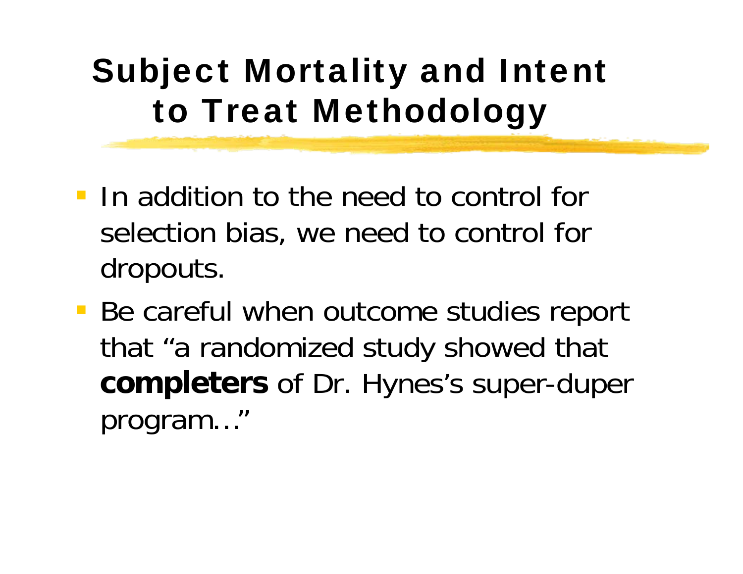# Subject Mortality and Intent to Treat Methodology

- In addition to the need to control for selection bias, we need to control for dropouts.
- Be careful when outcome studies report that "a randomized study showed that **completers** of Dr. Hynes's super-duper program…"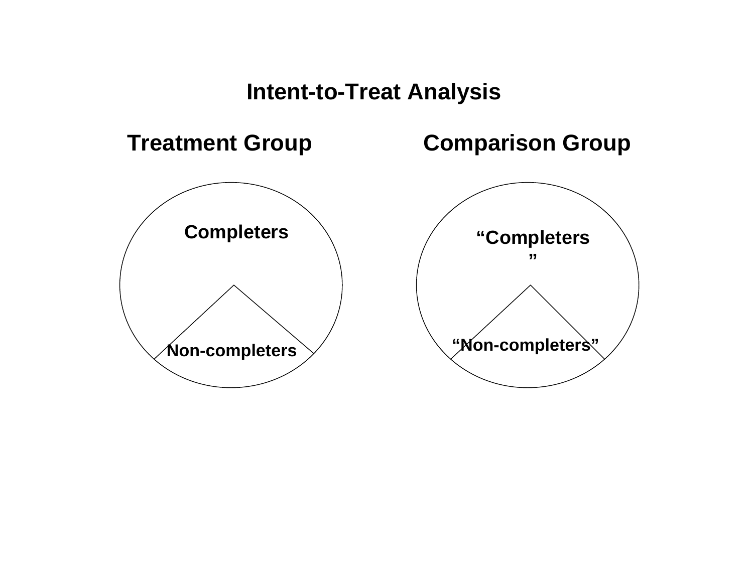# Intent-to-Treat Analysis

**Treatment Group**

Completers

Non-completers

**Comparison Group**

"Completers"

"Non-completers"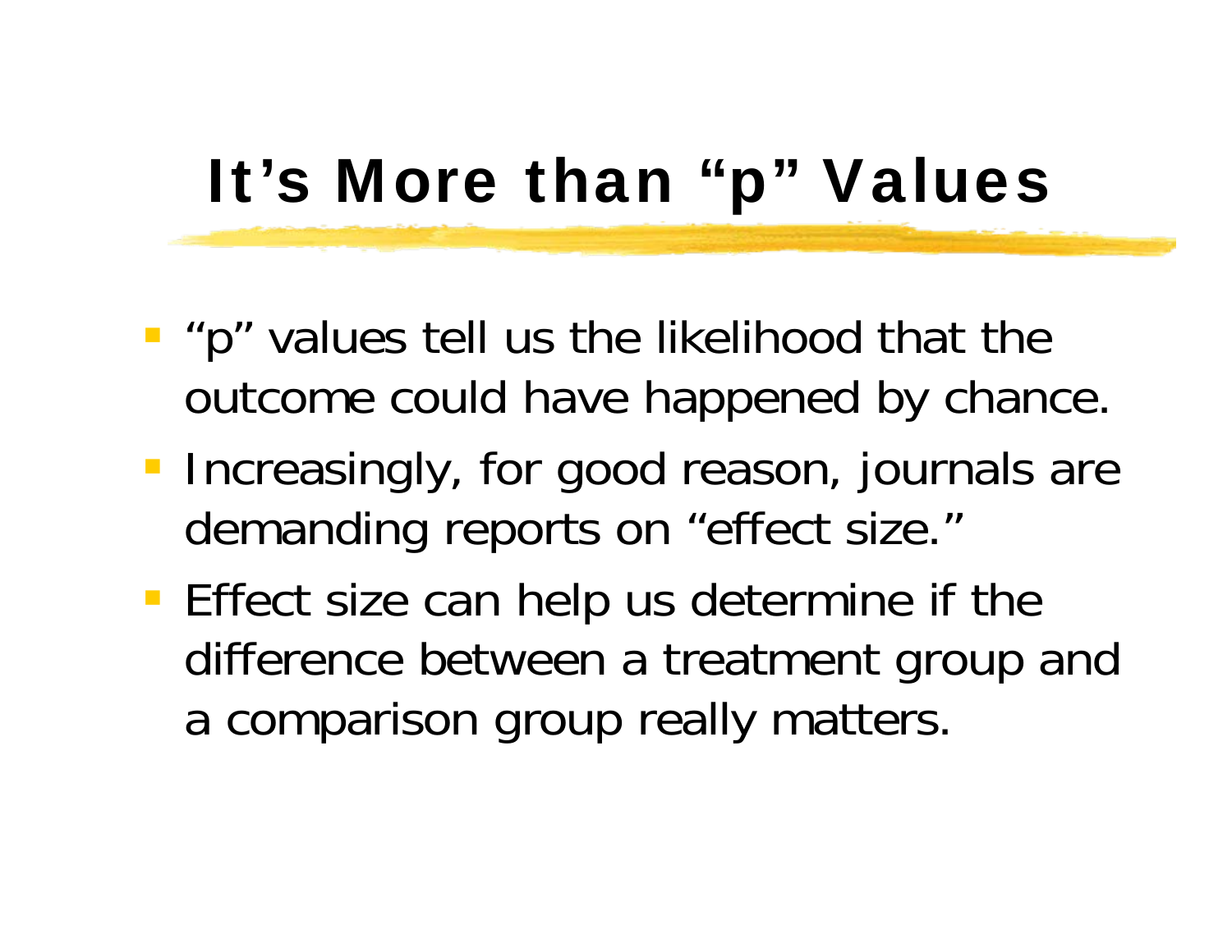# It's More than "p" Values

- "p" values tell us the likelihood that the outcome could have happened by chance.
- Increasingly, for good reason, journals are demanding reports on "effect size."
- Effect size can help us determine if the difference between a treatment group and a comparison group really matters.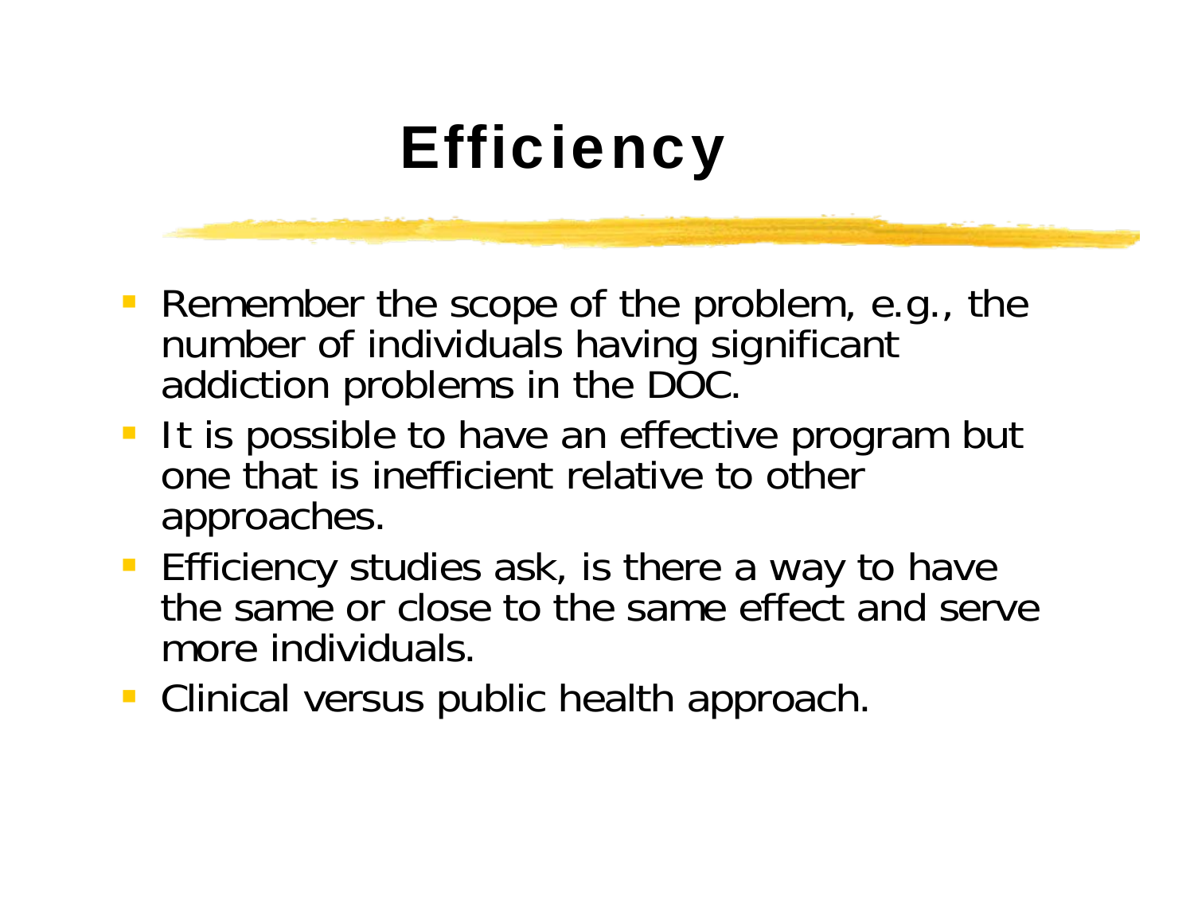# Efficiency

- Remember the scope of the problem, e.g., the number of individuals having significant addiction problems in the DOC.
- It is possible to have an effective program but one that is inefficient relative to other approaches.
- Efficiency studies ask, is there a way to have the same or close to the same effect and serve more individuals.
- Clinical versus public health approach.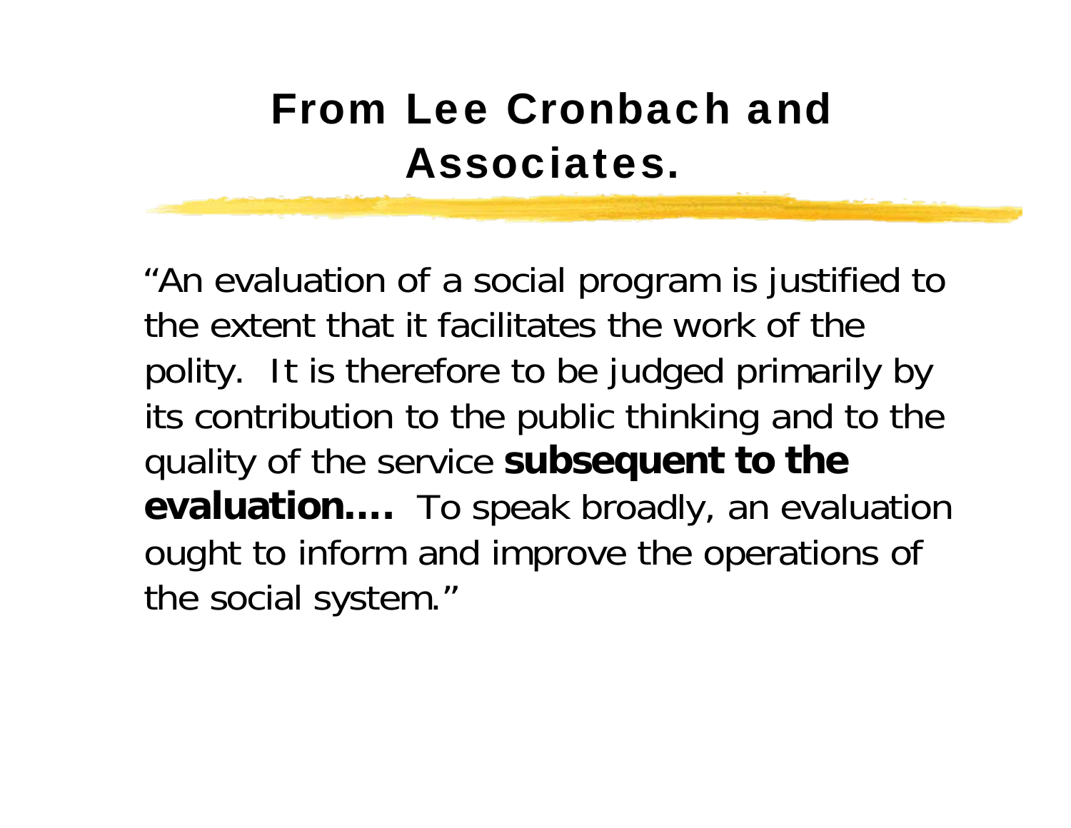# From Lee Cronbach and Associates.

"An evaluation of a social program is justified to the extent that it facilitates the work of the polity. It is therefore to be judged primarily by its contribution to the public thinking and to the quality of the service **subsequent to the evaluation….** To speak broadly, an evaluation ought to inform and improve the operations of the social system."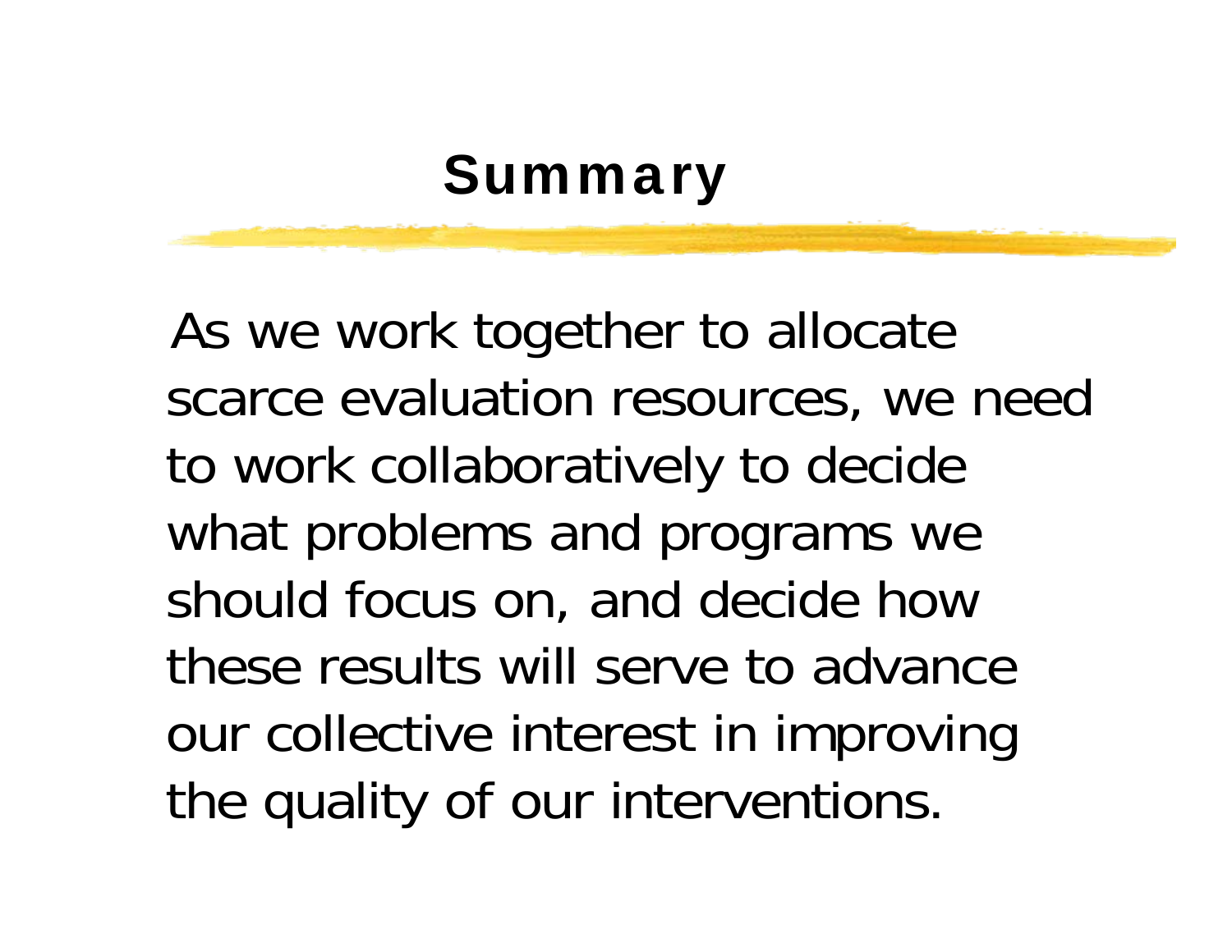# Summary

As we work together to allocate scarce evaluation resources, we need to work collaboratively to decide what problems and programs we should focus on, and decide how these results will serve to advance our collective interest in improving the quality of our interventions.